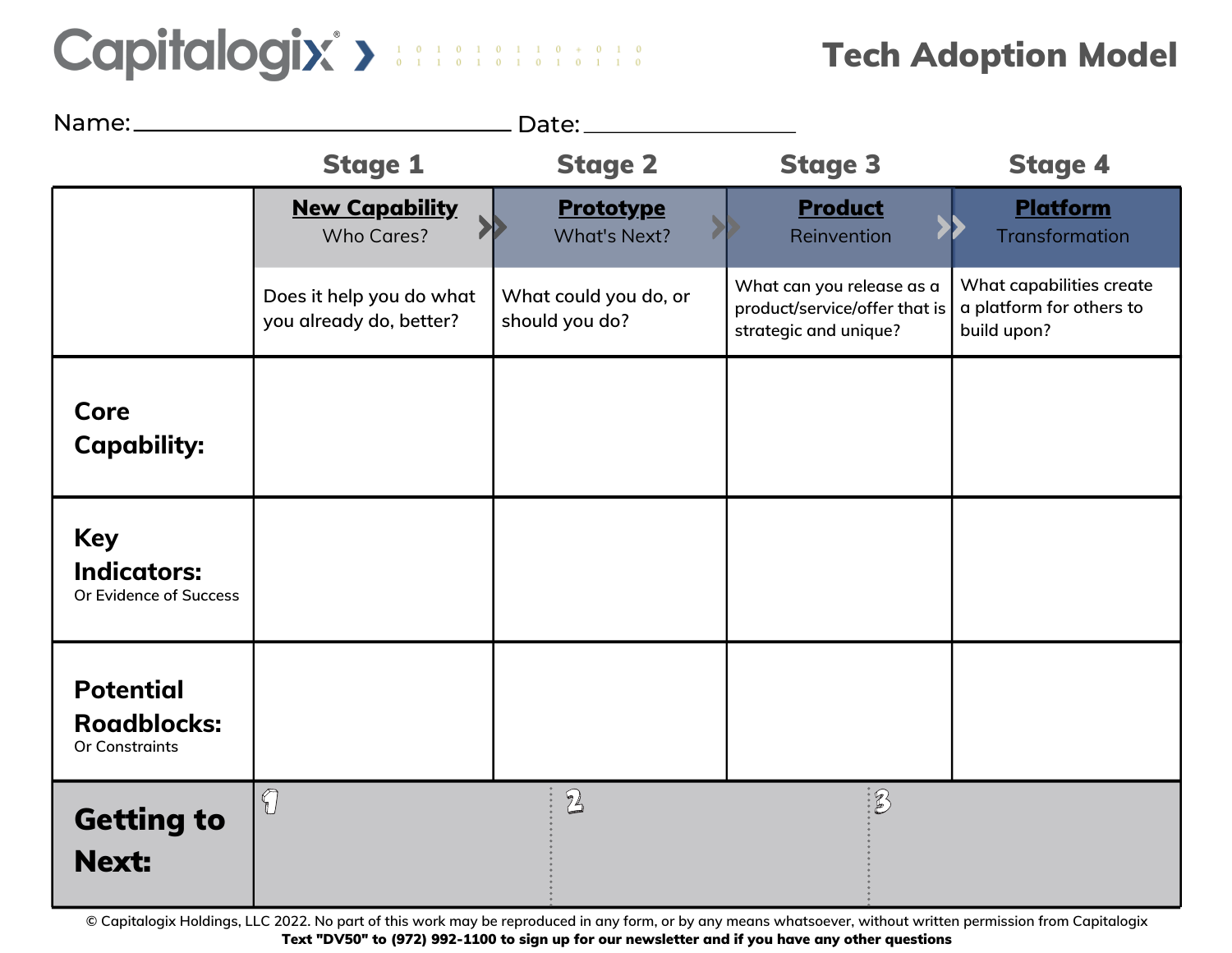# Capitalogix®

## Tech Adoption Model

Name: ______________________________ Date: ________________

| | Stage 1 | Stage 2 | Stage 3 | Stage 4 |
|---|---|---|---|---|
| | **New Capability** Who Cares? | **Prototype** What's Next? | **Product** Reinvention | **Platform** Transformation |
| | Does it help you do what you already do, better? | What could you do, or should you do? | What can you release as a product/service/offer that is strategic and unique? | What capabilities create a platform for others to build upon? |
| **Core Capability:** | | | | |
| **Key Indicators:** Or Evidence of Success | | | | |
| **Potential Roadblocks:** Or Constraints | | | | |

| **Getting to Next:** | 1 | 2 | 3 |
|---|---|---|---|

© Capitalogix Holdings, LLC 2022. No part of this work may be reproduced in any form, or by any means whatsoever, without written permission from Capitalogix

**Text "DV50" to (972) 992-1100 to sign up for our newsletter and if you have any other questions**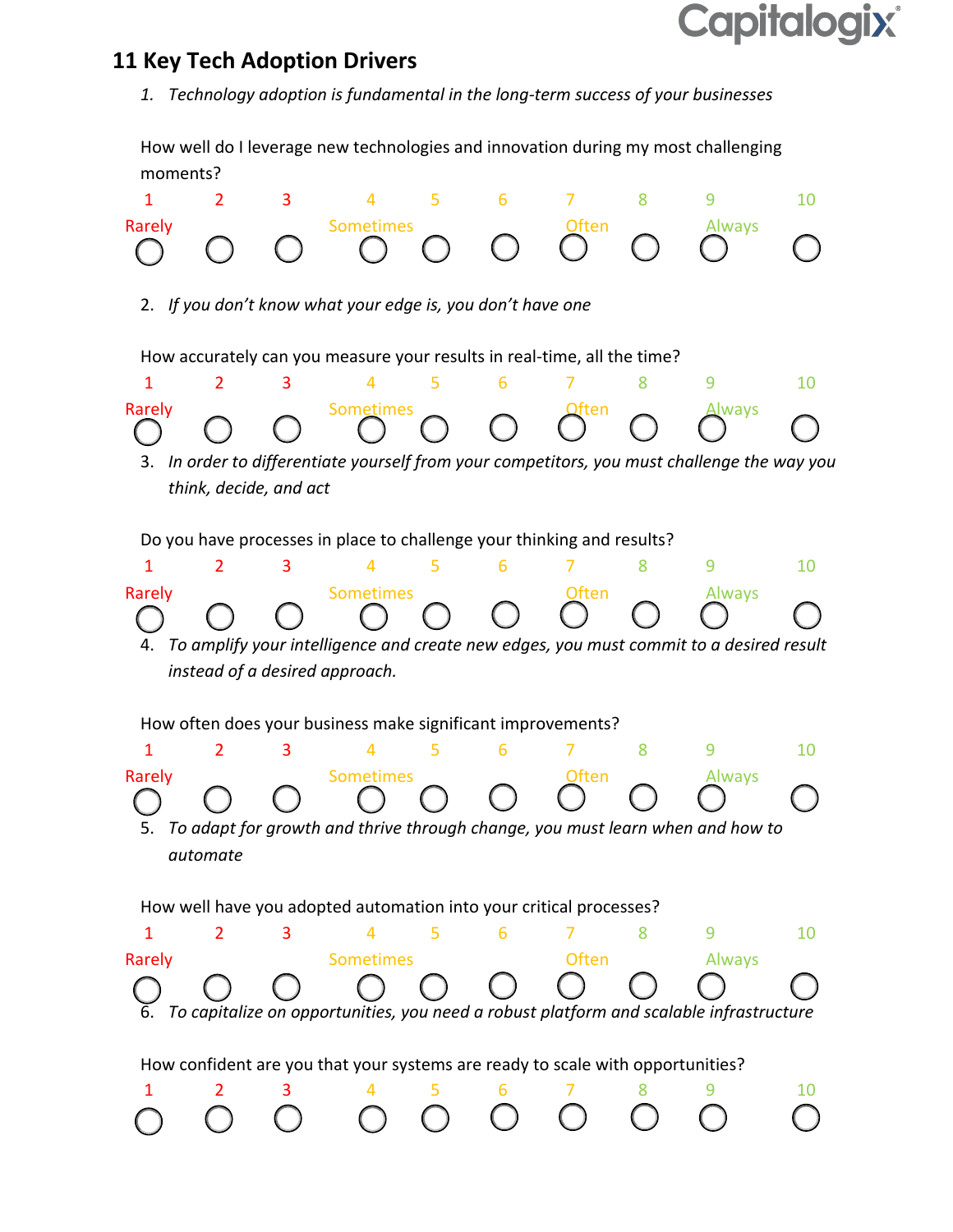Capitalogix®

## 11 Key Tech Adoption Drivers

1. *Technology adoption is fundamental in the long-term success of your businesses*

How well do I leverage new technologies and innovation during my most challenging moments?

| 1 | 2 | 3 | 4 | 5 | 6 | 7 | 8 | 9 | 10 |
|---|---|---|---|---|---|---|---|---|---|
| Rarely | | | Sometimes | | | Often | | Always | |
| ○ | ○ | ○ | ○ | ○ | ○ | ○ | ○ | ○ | ○ |

2. *If you don't know what your edge is, you don't have one*

How accurately can you measure your results in real-time, all the time?

| 1 | 2 | 3 | 4 | 5 | 6 | 7 | 8 | 9 | 10 |
|---|---|---|---|---|---|---|---|---|---|
| Rarely | | | Sometimes | | | Often | | Always | |
| ○ | ○ | ○ | ○ | ○ | ○ | ○ | ○ | ○ | ○ |

3. *In order to differentiate yourself from your competitors, you must challenge the way you think, decide, and act*

Do you have processes in place to challenge your thinking and results?

| 1 | 2 | 3 | 4 | 5 | 6 | 7 | 8 | 9 | 10 |
|---|---|---|---|---|---|---|---|---|---|
| Rarely | | | Sometimes | | | Often | | Always | |
| ○ | ○ | ○ | ○ | ○ | ○ | ○ | ○ | ○ | ○ |

4. *To amplify your intelligence and create new edges, you must commit to a desired result instead of a desired approach.*

How often does your business make significant improvements?

| 1 | 2 | 3 | 4 | 5 | 6 | 7 | 8 | 9 | 10 |
|---|---|---|---|---|---|---|---|---|---|
| Rarely | | | Sometimes | | | Often | | Always | |
| ○ | ○ | ○ | ○ | ○ | ○ | ○ | ○ | ○ | ○ |

5. *To adapt for growth and thrive through change, you must learn when and how to automate*

How well have you adopted automation into your critical processes?

| 1 | 2 | 3 | 4 | 5 | 6 | 7 | 8 | 9 | 10 |
|---|---|---|---|---|---|---|---|---|---|
| Rarely | | | Sometimes | | | Often | | Always | |
| ○ | ○ | ○ | ○ | ○ | ○ | ○ | ○ | ○ | ○ |

6. *To capitalize on opportunities, you need a robust platform and scalable infrastructure*

How confident are you that your systems are ready to scale with opportunities?

| 1 | 2 | 3 | 4 | 5 | 6 | 7 | 8 | 9 | 10 |
|---|---|---|---|---|---|---|---|---|---|
| ○ | ○ | ○ | ○ | ○ | ○ | ○ | ○ | ○ | ○ |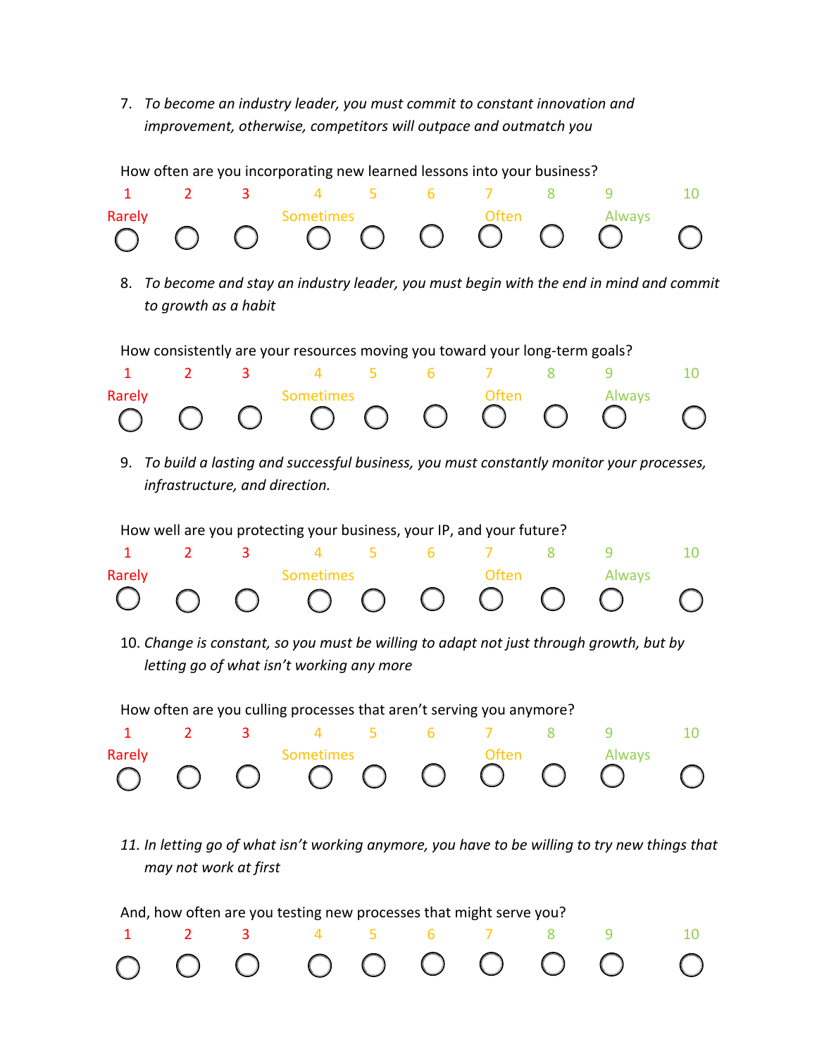7. *To become an industry leader, you must commit to constant innovation and improvement, otherwise, competitors will outpace and outmatch you*

How often are you incorporating new learned lessons into your business?

| 1 | 2 | 3 | 4 | 5 | 6 | 7 | 8 | 9 | 10 |
|---|---|---|---|---|---|---|---|---|---|
| Rarely | | | Sometimes | | | Often | | Always | |
| ◯ | ◯ | ◯ | ◯ | ◯ | ◯ | ◯ | ◯ | ◯ | ◯ |

8. *To become and stay an industry leader, you must begin with the end in mind and commit to growth as a habit*

How consistently are your resources moving you toward your long-term goals?

| 1 | 2 | 3 | 4 | 5 | 6 | 7 | 8 | 9 | 10 |
|---|---|---|---|---|---|---|---|---|---|
| Rarely | | | Sometimes | | | Often | | Always | |
| ◯ | ◯ | ◯ | ◯ | ◯ | ◯ | ◯ | ◯ | ◯ | ◯ |

9. *To build a lasting and successful business, you must constantly monitor your processes, infrastructure, and direction.*

How well are you protecting your business, your IP, and your future?

| 1 | 2 | 3 | 4 | 5 | 6 | 7 | 8 | 9 | 10 |
|---|---|---|---|---|---|---|---|---|---|
| Rarely | | | Sometimes | | | Often | | Always | |
| ◯ | ◯ | ◯ | ◯ | ◯ | ◯ | ◯ | ◯ | ◯ | ◯ |

10. *Change is constant, so you must be willing to adapt not just through growth, but by letting go of what isn't working any more*

How often are you culling processes that aren't serving you anymore?

| 1 | 2 | 3 | 4 | 5 | 6 | 7 | 8 | 9 | 10 |
|---|---|---|---|---|---|---|---|---|---|
| Rarely | | | Sometimes | | | Often | | Always | |
| ◯ | ◯ | ◯ | ◯ | ◯ | ◯ | ◯ | ◯ | ◯ | ◯ |

11. *In letting go of what isn't working anymore, you have to be willing to try new things that may not work at first*

And, how often are you testing new processes that might serve you?

| 1 | 2 | 3 | 4 | 5 | 6 | 7 | 8 | 9 | 10 |
|---|---|---|---|---|---|---|---|---|---|
| ◯ | ◯ | ◯ | ◯ | ◯ | ◯ | ◯ | ◯ | ◯ | ◯ |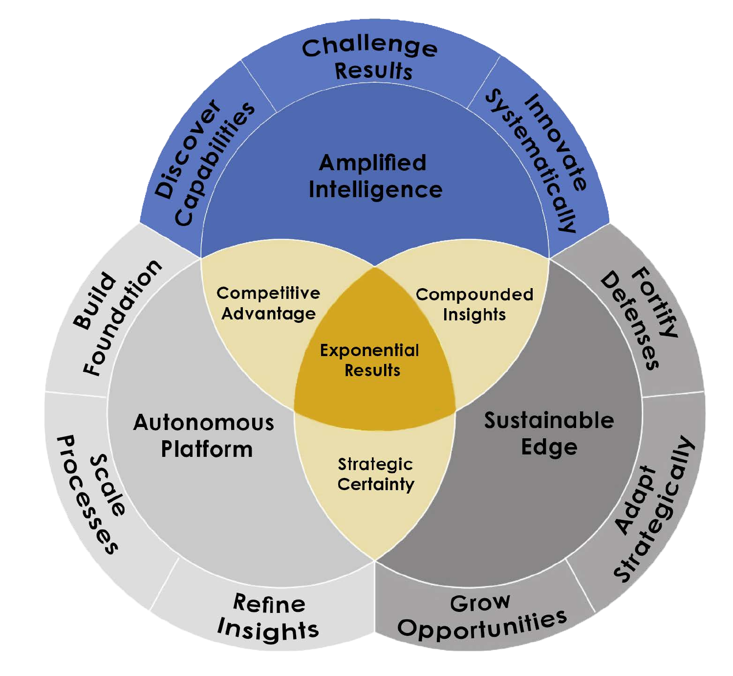Challenge Results

Discover Capabilities

Innovate Systematically

Amplified Intelligence

Build Foundation

Fortify Defenses

Competitive Advantage

Compounded Insights

Exponential Results

Autonomous Platform

Sustainable Edge

Strategic Certainty

Scale Processes

Adapt Strategically

Refine Insights

Grow Opportunities